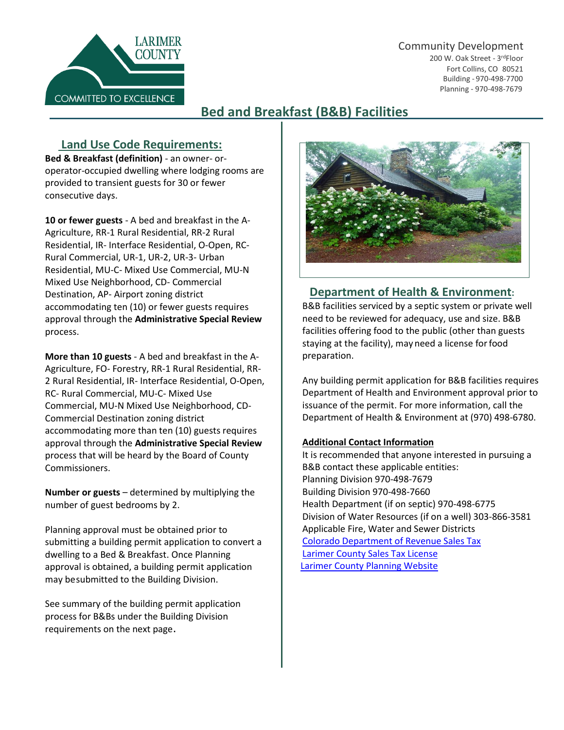LARIMER COUNTY

COMMITTED TO EXCELLENCE

Community Development
200 W. Oak Street - 3rd Floor
Fort Collins, CO 80521
Building - 970-498-7700
Planning - 970-498-7679

# Bed and Breakfast (B&B) Facilities

## Land Use Code Requirements:

**Bed & Breakfast (definition)** - an owner- or-operator-occupied dwelling where lodging rooms are provided to transient guests for 30 or fewer consecutive days.

**10 or fewer guests** - A bed and breakfast in the A-Agriculture, RR-1 Rural Residential, RR-2 Rural Residential, IR- Interface Residential, O-Open, RC-Rural Commercial, UR-1, UR-2, UR-3- Urban Residential, MU-C- Mixed Use Commercial, MU-N Mixed Use Neighborhood, CD- Commercial Destination, AP- Airport zoning district accommodating ten (10) or fewer guests requires approval through the **Administrative Special Review** process.

**More than 10 guests** - A bed and breakfast in the A-Agriculture, FO- Forestry, RR-1 Rural Residential, RR-2 Rural Residential, IR- Interface Residential, O-Open, RC- Rural Commercial, MU-C- Mixed Use Commercial, MU-N Mixed Use Neighborhood, CD-Commercial Destination zoning district accommodating more than ten (10) guests requires approval through the **Administrative Special Review** process that will be heard by the Board of County Commissioners.

**Number or guests** – determined by multiplying the number of guest bedrooms by 2.

Planning approval must be obtained prior to submitting a building permit application to convert a dwelling to a Bed & Breakfast. Once Planning approval is obtained, a building permit application may besubmitted to the Building Division.

See summary of the building permit application process for B&Bs under the Building Division requirements on the next page.

## Department of Health & Environment:

B&B facilities serviced by a septic system or private well need to be reviewed for adequacy, use and size. B&B facilities offering food to the public (other than guests staying at the facility), may need a license for food preparation.

Any building permit application for B&B facilities requires Department of Health and Environment approval prior to issuance of the permit. For more information, call the Department of Health & Environment at (970) 498-6780.

**Additional Contact Information**

It is recommended that anyone interested in pursuing a B&B contact these applicable entities:
Planning Division 970-498-7679
Building Division 970-498-7660
Health Department (if on septic) 970-498-6775
Division of Water Resources (if on a well) 303-866-3581
Applicable Fire, Water and Sewer Districts
Colorado Department of Revenue Sales Tax
Larimer County Sales Tax License
Larimer County Planning Website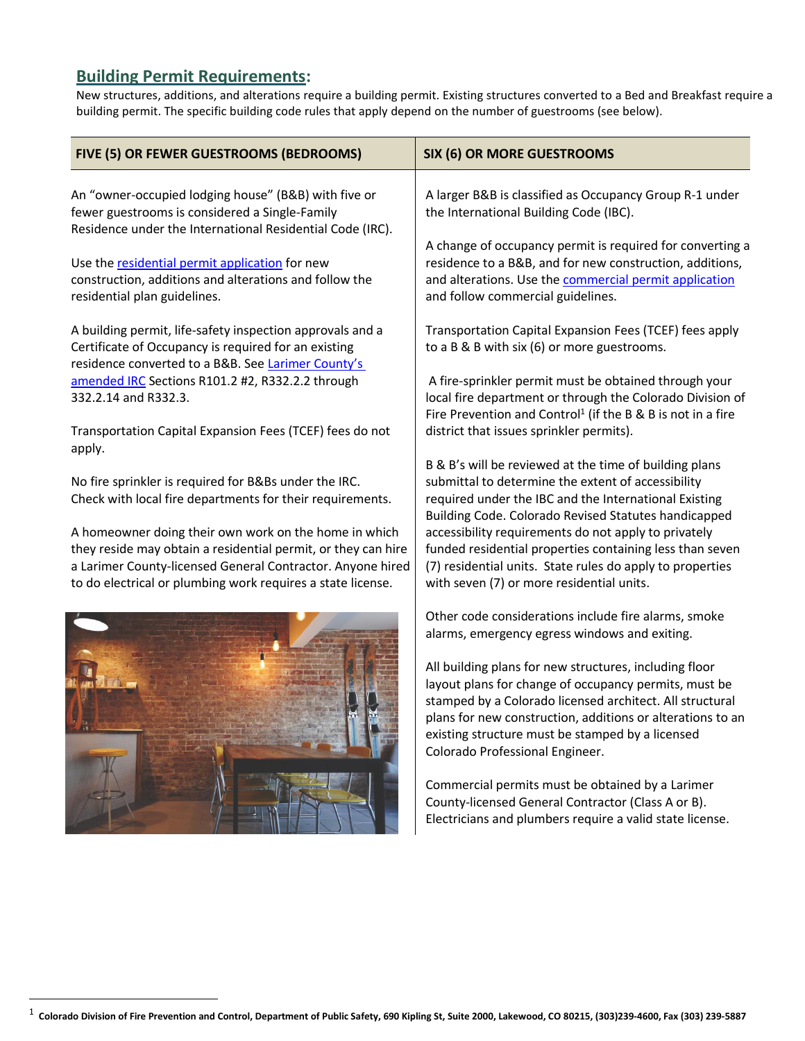## Building Permit Requirements:

New structures, additions, and alterations require a building permit. Existing structures converted to a Bed and Breakfast require a building permit. The specific building code rules that apply depend on the number of guestrooms (see below).

| FIVE (5) OR FEWER GUESTROOMS (BEDROOMS) | SIX (6) OR MORE GUESTROOMS |
|---|---|
| An "owner-occupied lodging house" (B&B) with five or fewer guestrooms is considered a Single-Family Residence under the International Residential Code (IRC).<br><br>Use the residential permit application for new construction, additions and alterations and follow the residential plan guidelines.<br><br>A building permit, life-safety inspection approvals and a Certificate of Occupancy is required for an existing residence converted to a B&B. See Larimer County's amended IRC Sections R101.2 #2, R332.2.2 through 332.2.14 and R332.3.<br><br>Transportation Capital Expansion Fees (TCEF) fees do not apply.<br><br>No fire sprinkler is required for B&Bs under the IRC. Check with local fire departments for their requirements.<br><br>A homeowner doing their own work on the home in which they reside may obtain a residential permit, or they can hire a Larimer County-licensed General Contractor. Anyone hired to do electrical or plumbing work requires a state license. | A larger B&B is classified as Occupancy Group R-1 under the International Building Code (IBC).<br><br>A change of occupancy permit is required for converting a residence to a B&B, and for new construction, additions, and alterations. Use the commercial permit application and follow commercial guidelines.<br><br>Transportation Capital Expansion Fees (TCEF) fees apply to a B & B with six (6) or more guestrooms.<br><br>A fire-sprinkler permit must be obtained through your local fire department or through the Colorado Division of Fire Prevention and Control[1] (if the B & B is not in a fire district that issues sprinkler permits).<br><br>B & B's will be reviewed at the time of building plans submittal to determine the extent of accessibility required under the IBC and the International Existing Building Code. Colorado Revised Statutes handicapped accessibility requirements do not apply to privately funded residential properties containing less than seven (7) residential units. State rules do apply to properties with seven (7) or more residential units.<br><br>Other code considerations include fire alarms, smoke alarms, emergency egress windows and exiting.<br><br>All building plans for new structures, including floor layout plans for change of occupancy permits, must be stamped by a Colorado licensed architect. All structural plans for new construction, additions or alterations to an existing structure must be stamped by a licensed Colorado Professional Engineer.<br><br>Commercial permits must be obtained by a Larimer County-licensed General Contractor (Class A or B). Electricians and plumbers require a valid state license. |

[1] **Colorado Division of Fire Prevention and Control, Department of Public Safety, 690 Kipling St, Suite 2000, Lakewood, CO 80215, (303)239-4600, Fax (303) 239-5887**